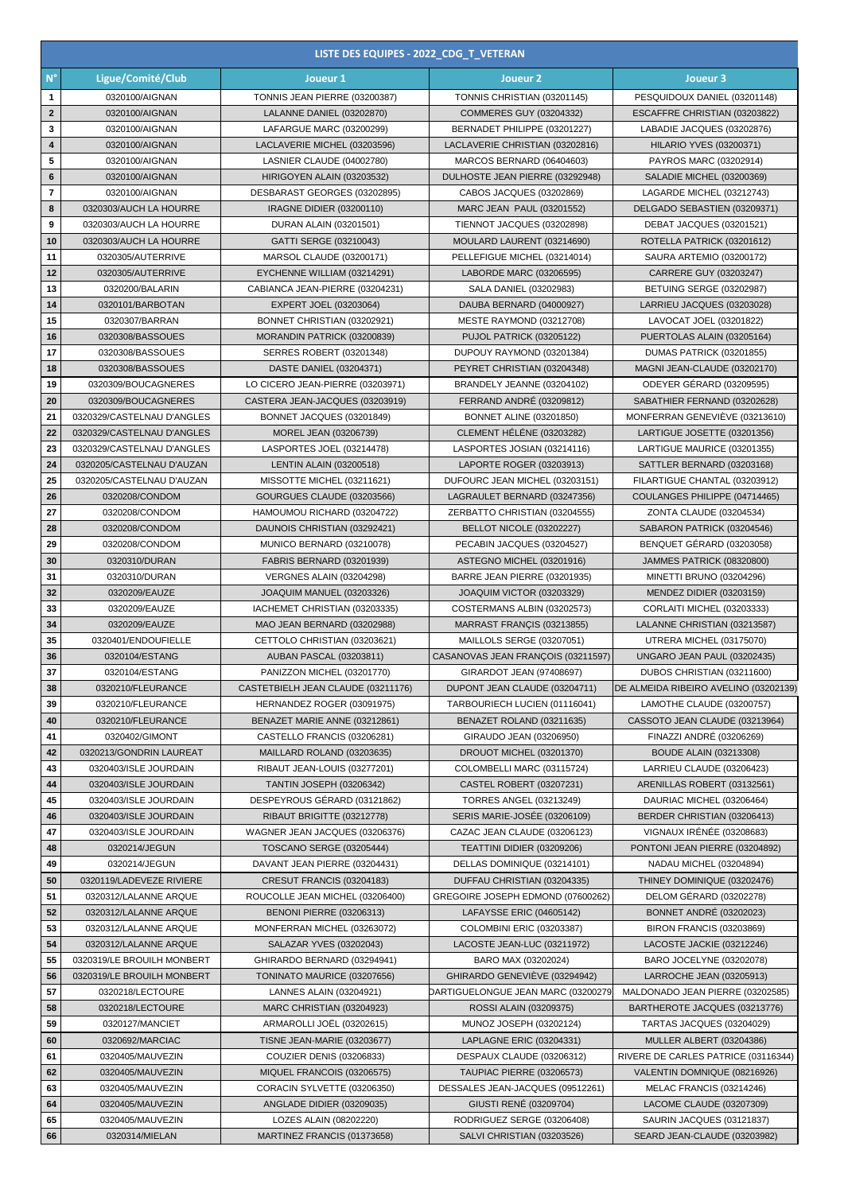| LISTE DES EQUIPES - 2022_CDG_T_VETERAN | | | | |
|---|---|---|---|---|
| N° | Ligue/Comité/Club | Joueur 1 | Joueur 2 | Joueur 3 |
| 1 | 0320100/AIGNAN | TONNIS JEAN PIERRE (03200387) | TONNIS CHRISTIAN (03201145) | PESQUIDOUX DANIEL (03201148) |
| 2 | 0320100/AIGNAN | LALANNE DANIEL (03202870) | COMMERES GUY (03204332) | ESCAFFRE CHRISTIAN (03203822) |
| 3 | 0320100/AIGNAN | LAFARGUE MARC (03200299) | BERNADET PHILIPPE (03201227) | LABADIE JACQUES (03202876) |
| 4 | 0320100/AIGNAN | LACLAVERIE MICHEL (03203596) | LACLAVERIE CHRISTIAN (03202816) | HILARIO YVES (03200371) |
| 5 | 0320100/AIGNAN | LASNIER CLAUDE (04002780) | MARCOS BERNARD (06404603) | PAYROS MARC (03202914) |
| 6 | 0320100/AIGNAN | HIRIGOYEN ALAIN (03203532) | DULHOSTE JEAN PIERRE (03292948) | SALADIE MICHEL (03200369) |
| 7 | 0320100/AIGNAN | DESBARAST GEORGES (03202895) | CABOS JACQUES (03202869) | LAGARDE MICHEL (03212743) |
| 8 | 0320303/AUCH LA HOURRE | IRAGNE DIDIER (03200110) | MARC JEAN PAUL (03201552) | DELGADO SEBASTIEN (03209371) |
| 9 | 0320303/AUCH LA HOURRE | DURAN ALAIN (03201501) | TIENNOT JACQUES (03202898) | DEBAT JACQUES (03201521) |
| 10 | 0320303/AUCH LA HOURRE | GATTI SERGE (03210043) | MOULARD LAURENT (03214690) | ROTELLA PATRICK (03201612) |
| 11 | 0320305/AUTERRIVE | MARSOL CLAUDE (03200171) | PELLEFIGUE MICHEL (03214014) | SAURA ARTEMIO (03200172) |
| 12 | 0320305/AUTERRIVE | EYCHENNE WILLIAM (03214291) | LABORDE MARC (03206595) | CARRERE GUY (03203247) |
| 13 | 0320200/BALARIN | CABIANCA JEAN-PIERRE (03204231) | SALA DANIEL (03202983) | BETUING SERGE (03202987) |
| 14 | 0320101/BARBOTAN | EXPERT JOEL (03203064) | DAUBA BERNARD (04000927) | LARRIEU JACQUES (03203028) |
| 15 | 0320307/BARRAN | BONNET CHRISTIAN (03202921) | MESTE RAYMOND (03212708) | LAVOCAT JOEL (03201822) |
| 16 | 0320308/BASSOUES | MORANDIN PATRICK (03200839) | PUJOL PATRICK (03205122) | PUERTOLAS ALAIN (03205164) |
| 17 | 0320308/BASSOUES | SERRES ROBERT (03201348) | DUPOUY RAYMOND (03201384) | DUMAS PATRICK (03201855) |
| 18 | 0320308/BASSOUES | DASTE DANIEL (03204371) | PEYRET CHRISTIAN (03204348) | MAGNI JEAN-CLAUDE (03202170) |
| 19 | 0320309/BOUCAGNERES | LO CICERO JEAN-PIERRE (03203971) | BRANDELY JEANNE (03204102) | ODEYER GÉRARD (03209595) |
| 20 | 0320309/BOUCAGNERES | CASTERA JEAN-JACQUES (03203919) | FERRAND ANDRÉ (03209812) | SABATHIER FERNAND (03202628) |
| 21 | 0320329/CASTELNAU D'ANGLES | BONNET JACQUES (03201849) | BONNET ALINE (03201850) | MONFERRAN GENEVIÈVE (03213610) |
| 22 | 0320329/CASTELNAU D'ANGLES | MOREL JEAN (03206739) | CLEMENT HÉLÈNE (03203282) | LARTIGUE JOSETTE (03201356) |
| 23 | 0320329/CASTELNAU D'ANGLES | LASPORTES JOEL (03214478) | LASPORTES JOSIAN (03214116) | LARTIGUE MAURICE (03201355) |
| 24 | 0320205/CASTELNAU D'AUZAN | LENTIN ALAIN (03200518) | LAPORTE ROGER (03203913) | SATTLER BERNARD (03203168) |
| 25 | 0320205/CASTELNAU D'AUZAN | MISSOTTE MICHEL (03211621) | DUFOURC JEAN MICHEL (03203151) | FILARTIGUE CHANTAL (03203912) |
| 26 | 0320208/CONDOM | GOURGUES CLAUDE (03203566) | LAGRAULET BERNARD (03247356) | COULANGES PHILIPPE (04714465) |
| 27 | 0320208/CONDOM | HAMOUMOU RICHARD (03204722) | ZERBATTO CHRISTIAN (03204555) | ZONTA CLAUDE (03204534) |
| 28 | 0320208/CONDOM | DAUNOIS CHRISTIAN (03292421) | BELLOT NICOLE (03202227) | SABARON PATRICK (03204546) |
| 29 | 0320208/CONDOM | MUNICO BERNARD (03210078) | PECABIN JACQUES (03204527) | BENQUET GÉRARD (03203058) |
| 30 | 0320310/DURAN | FABRIS BERNARD (03201939) | ASTEGNO MICHEL (03201916) | JAMMES PATRICK (08320800) |
| 31 | 0320310/DURAN | VERGNES ALAIN (03204298) | BARRE JEAN PIERRE (03201935) | MINETTI BRUNO (03204296) |
| 32 | 0320209/EAUZE | JOAQUIM MANUEL (03203326) | JOAQUIM VICTOR (03203329) | MENDEZ DIDIER (03203159) |
| 33 | 0320209/EAUZE | IACHEMET CHRISTIAN (03203335) | COSTERMANS ALBIN (03202573) | CORLAITI MICHEL (03203333) |
| 34 | 0320209/EAUZE | MAO JEAN BERNARD (03202988) | MARRAST FRANÇIS (03213855) | LALANNE CHRISTIAN (03213587) |
| 35 | 0320401/ENDOUFIELLE | CETTOLO CHRISTIAN (03203621) | MAILLOLS SERGE (03207051) | UTRERA MICHEL (03175070) |
| 36 | 0320104/ESTANG | AUBAN PASCAL (03203811) | CASANOVAS JEAN FRANÇOIS (03211597) | UNGARO JEAN PAUL (03202435) |
| 37 | 0320104/ESTANG | PANIZZON MICHEL (03201770) | GIRARDOT JEAN (97408697) | DUBOS CHRISTIAN (03211600) |
| 38 | 0320210/FLEURANCE | CASTETBIELH JEAN CLAUDE (03211176) | DUPONT JEAN CLAUDE (03204711) | DE ALMEIDA RIBEIRO AVELINO (03202139) |
| 39 | 0320210/FLEURANCE | HERNANDEZ ROGER (03091975) | TARBOURIECH LUCIEN (01116041) | LAMOTHE CLAUDE (03200757) |
| 40 | 0320210/FLEURANCE | BENAZET MARIE ANNE (03212861) | BENAZET ROLAND (03211635) | CASSOTO JEAN CLAUDE (03213964) |
| 41 | 0320402/GIMONT | CASTELLO FRANCIS (03206281) | GIRAUDO JEAN (03206950) | FINAZZI ANDRÉ (03206269) |
| 42 | 0320213/GONDRIN LAUREAT | MAILLARD ROLAND (03203635) | DROUOT MICHEL (03201370) | BOUDE ALAIN (03213308) |
| 43 | 0320403/ISLE JOURDAIN | RIBAUT JEAN-LOUIS (03277201) | COLOMBELLI MARC (03115724) | LARRIEU CLAUDE (03206423) |
| 44 | 0320403/ISLE JOURDAIN | TANTIN JOSEPH (03206342) | CASTEL ROBERT (03207231) | ARENILLAS ROBERT (03132561) |
| 45 | 0320403/ISLE JOURDAIN | DESPEYROUS GÉRARD (03121862) | TORRES ANGEL (03213249) | DAURIAC MICHEL (03206464) |
| 46 | 0320403/ISLE JOURDAIN | RIBAUT BRIGITTE (03212778) | SERIS MARIE-JOSÉE (03206109) | BERDER CHRISTIAN (03206413) |
| 47 | 0320403/ISLE JOURDAIN | WAGNER JEAN JACQUES (03206376) | CAZAC JEAN CLAUDE (03206123) | VIGNAUX IRÉNÉE (03208683) |
| 48 | 0320214/JEGUN | TOSCANO SERGE (03205444) | TEATTINI DIDIER (03209206) | PONTONI JEAN PIERRE (03204892) |
| 49 | 0320214/JEGUN | DAVANT JEAN PIERRE (03204431) | DELLAS DOMINIQUE (03214101) | NADAU MICHEL (03204894) |
| 50 | 0320119/LADEVEZE RIVIERE | CRESUT FRANCIS (03204183) | DUFFAU CHRISTIAN (03204335) | THINEY DOMINIQUE (03202476) |
| 51 | 0320312/LALANNE ARQUE | ROUCOLLE JEAN MICHEL (03206400) | GREGOIRE JOSEPH EDMOND (07600262) | DELOM GÉRARD (03202278) |
| 52 | 0320312/LALANNE ARQUE | BENONI PIERRE (03206313) | LAFAYSSE ERIC (04605142) | BONNET ANDRÉ (03202023) |
| 53 | 0320312/LALANNE ARQUE | MONFERRAN MICHEL (03263072) | COLOMBINI ERIC (03203387) | BIRON FRANCIS (03203869) |
| 54 | 0320312/LALANNE ARQUE | SALAZAR YVES (03202043) | LACOSTE JEAN-LUC (03211972) | LACOSTE JACKIE (03212246) |
| 55 | 0320319/LE BROUILH MONBERT | GHIRARDO BERNARD (03294941) | BARO MAX (03202024) | BARO JOCELYNE (03202078) |
| 56 | 0320319/LE BROUILH MONBERT | TONINATO MAURICE (03207656) | GHIRARDO GENEVIÈVE (03294942) | LARROCHE JEAN (03205913) |
| 57 | 0320218/LECTOURE | LANNES ALAIN (03204921) | DARTIGUELONGUE JEAN MARC (03200279 | MALDONADO JEAN PIERRE (03202585) |
| 58 | 0320218/LECTOURE | MARC CHRISTIAN (03204923) | ROSSI ALAIN (03209375) | BARTHEROTE JACQUES (03213776) |
| 59 | 0320127/MANCIET | ARMAROLLI JOËL (03202615) | MUNOZ JOSEPH (03202124) | TARTAS JACQUES (03204029) |
| 60 | 0320692/MARCIAC | TISNE JEAN-MARIE (03203677) | LAPLAGNE ERIC (03204331) | MULLER ALBERT (03204386) |
| 61 | 0320405/MAUVEZIN | COUZIER DENIS (03206833) | DESPAUX CLAUDE (03206312) | RIVERE DE CARLES PATRICE (03116344) |
| 62 | 0320405/MAUVEZIN | MIQUEL FRANCOIS (03206575) | TAUPIAC PIERRE (03206573) | VALENTIN DOMNIQUE (08216926) |
| 63 | 0320405/MAUVEZIN | CORACIN SYLVETTE (03206350) | DESSALES JEAN-JACQUES (09512261) | MELAC FRANCIS (03214246) |
| 64 | 0320405/MAUVEZIN | ANGLADE DIDIER (03209035) | GIUSTI RENÉ (03209704) | LACOME CLAUDE (03207309) |
| 65 | 0320405/MAUVEZIN | LOZES ALAIN (08202220) | RODRIGUEZ SERGE (03206408) | SAURIN JACQUES (03121837) |
| 66 | 0320314/MIELAN | MARTINEZ FRANCIS (01373658) | SALVI CHRISTIAN (03203526) | SEARD JEAN-CLAUDE (03203982) |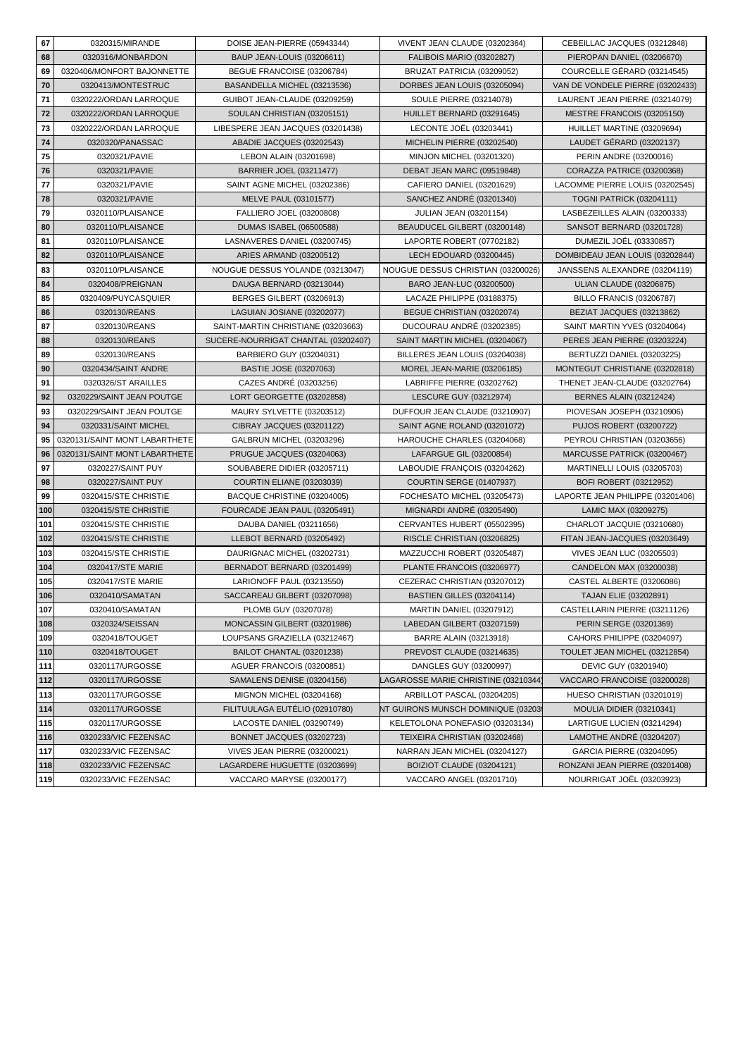| | | | | |
|---|---|---|---|---|
| 67 | 0320315/MIRANDE | DOISE JEAN-PIERRE (05943344) | VIVENT JEAN CLAUDE (03202364) | CEBEILLAC JACQUES (03212848) |
| 68 | 0320316/MONBARDON | BAUP JEAN-LOUIS (03206611) | FALIBOIS MARIO (03202827) | PIEROPAN DANIEL (03206670) |
| 69 | 0320406/MONFORT BAJONNETTE | BEGUE FRANCOISE (03206784) | BRUZAT PATRICIA (03209052) | COURCELLE GÉRARD (03214545) |
| 70 | 0320413/MONTESTRUC | BASANDELLA MICHEL (03213536) | DORBES JEAN LOUIS (03205094) | VAN DE VONDELE PIERRE (03202433) |
| 71 | 0320222/ORDAN LARROQUE | GUIBOT JEAN-CLAUDE (03209259) | SOULE PIERRE (03214078) | LAURENT JEAN PIERRE (03214079) |
| 72 | 0320222/ORDAN LARROQUE | SOULAN CHRISTIAN (03205151) | HUILLET BERNARD (03291645) | MESTRE FRANCOIS (03205150) |
| 73 | 0320222/ORDAN LARROQUE | LIBESPERE JEAN JACQUES (03201438) | LECONTE JOËL (03203441) | HUILLET MARTINE (03209694) |
| 74 | 0320320/PANASSAC | ABADIE JACQUES (03202543) | MICHELIN PIERRE (03202540) | LAUDET GÉRARD (03202137) |
| 75 | 0320321/PAVIE | LEBON ALAIN (03201698) | MINJON MICHEL (03201320) | PERIN ANDRE (03200016) |
| 76 | 0320321/PAVIE | BARRIER JOEL (03211477) | DEBAT JEAN MARC (09519848) | CORAZZA PATRICE (03200368) |
| 77 | 0320321/PAVIE | SAINT AGNE MICHEL (03202386) | CAFIERO DANIEL (03201629) | LACOMME PIERRE LOUIS (03202545) |
| 78 | 0320321/PAVIE | MELVE PAUL (03101577) | SANCHEZ ANDRÉ (03201340) | TOGNI PATRICK (03204111) |
| 79 | 0320110/PLAISANCE | FALLIERO JOEL (03200808) | JULIAN JEAN (03201154) | LASBEZEILLES ALAIN (03200333) |
| 80 | 0320110/PLAISANCE | DUMAS ISABEL (06500588) | BEAUDUCEL GILBERT (03200148) | SANSOT BERNARD (03201728) |
| 81 | 0320110/PLAISANCE | LASNAVERES DANIEL (03200745) | LAPORTE ROBERT (07702182) | DUMEZIL JOËL (03330857) |
| 82 | 0320110/PLAISANCE | ARIES ARMAND (03200512) | LECH EDOUARD (03200445) | DOMBIDEAU JEAN LOUIS (03202844) |
| 83 | 0320110/PLAISANCE | NOUGUE DESSUS YOLANDE (03213047) | NOUGUE DESSUS CHRISTIAN (03200026) | JANSSENS ALEXANDRE (03204119) |
| 84 | 0320408/PREIGNAN | DAUGA BERNARD (03213044) | BARO JEAN-LUC (03200500) | ULIAN CLAUDE (03206875) |
| 85 | 0320409/PUYCASQUIER | BERGES GILBERT (03206913) | LACAZE PHILIPPE (03188375) | BILLO FRANCIS (03206787) |
| 86 | 0320130/REANS | LAGUIAN JOSIANE (03202077) | BEGUE CHRISTIAN (03202074) | BEZIAT JACQUES (03213862) |
| 87 | 0320130/REANS | SAINT-MARTIN CHRISTIANE (03203663) | DUCOURAU ANDRÉ (03202385) | SAINT MARTIN YVES (03204064) |
| 88 | 0320130/REANS | SUCERE-NOURRIGAT CHANTAL (03202407) | SAINT MARTIN MICHEL (03204067) | PERES JEAN PIERRE (03203224) |
| 89 | 0320130/REANS | BARBIERO GUY (03204031) | BILLERES JEAN LOUIS (03204038) | BERTUZZI DANIEL (03203225) |
| 90 | 0320434/SAINT ANDRE | BASTIE JOSE (03207063) | MOREL JEAN-MARIE (03206185) | MONTEGUT CHRISTIANE (03202818) |
| 91 | 0320326/ST ARAILLES | CAZES ANDRÉ (03203256) | LABRIFFE PIERRE (03202762) | THENET JEAN-CLAUDE (03202764) |
| 92 | 0320229/SAINT JEAN POUTGE | LORT GEORGETTE (03202858) | LESCURE GUY (03212974) | BERNES ALAIN (03212424) |
| 93 | 0320229/SAINT JEAN POUTGE | MAURY SYLVETTE (03203512) | DUFFOUR JEAN CLAUDE (03210907) | PIOVESAN JOSEPH (03210906) |
| 94 | 0320331/SAINT MICHEL | CIBRAY JACQUES (03201122) | SAINT AGNE ROLAND (03201072) | PUJOS ROBERT (03200722) |
| 95 | 0320131/SAINT MONT LABARTHETE | GALBRUN MICHEL (03203296) | HAROUCHE CHARLES (03204068) | PEYROU CHRISTIAN (03203656) |
| 96 | 0320131/SAINT MONT LABARTHETE | PRUGUE JACQUES (03204063) | LAFARGUE GIL (03200854) | MARCUSSE PATRICK (03200467) |
| 97 | 0320227/SAINT PUY | SOUBABERE DIDIER (03205711) | LABOUDIE FRANÇOIS (03204262) | MARTINELLI LOUIS (03205703) |
| 98 | 0320227/SAINT PUY | COURTIN ELIANE (03203039) | COURTIN SERGE (01407937) | BOFI ROBERT (03212952) |
| 99 | 0320415/STE CHRISTIE | BACQUE CHRISTINE (03204005) | FOCHESATO MICHEL (03205473) | LAPORTE JEAN PHILIPPE (03201406) |
| 100 | 0320415/STE CHRISTIE | FOURCADE JEAN PAUL (03205491) | MIGNARDI ANDRÉ (03205490) | LAMIC MAX (03209275) |
| 101 | 0320415/STE CHRISTIE | DAUBA DANIEL (03211656) | CERVANTES HUBERT (05502395) | CHARLOT JACQUIE (03210680) |
| 102 | 0320415/STE CHRISTIE | LLEBOT BERNARD (03205492) | RISCLE CHRISTIAN (03206825) | FITAN JEAN-JACQUES (03203649) |
| 103 | 0320415/STE CHRISTIE | DAURIGNAC MICHEL (03202731) | MAZZUCCHI ROBERT (03205487) | VIVES JEAN LUC (03205503) |
| 104 | 0320417/STE MARIE | BERNADOT BERNARD (03201499) | PLANTE FRANCOIS (03206977) | CANDELON MAX (03200038) |
| 105 | 0320417/STE MARIE | LARIONOFF PAUL (03213550) | CEZERAC CHRISTIAN (03207012) | CASTEL ALBERTE (03206086) |
| 106 | 0320410/SAMATAN | SACCAREAU GILBERT (03207098) | BASTIEN GILLES (03204114) | TAJAN ELIE (03202891) |
| 107 | 0320410/SAMATAN | PLOMB GUY (03207078) | MARTIN DANIEL (03207912) | CASTELLARIN PIERRE (03211126) |
| 108 | 0320324/SEISSAN | MONCASSIN GILBERT (03201986) | LABEDAN GILBERT (03207159) | PERIN SERGE (03201369) |
| 109 | 0320418/TOUGET | LOUPSANS GRAZIELLA (03212467) | BARRE ALAIN (03213918) | CAHORS PHILIPPE (03204097) |
| 110 | 0320418/TOUGET | BAILOT CHANTAL (03201238) | PREVOST CLAUDE (03214635) | TOULET JEAN MICHEL (03212854) |
| 111 | 0320117/URGOSSE | AGUER FRANCOIS (03200851) | DANGLES GUY (03200997) | DEVIC GUY (03201940) |
| 112 | 0320117/URGOSSE | SAMALENS DENISE (03204156) | LAGAROSSE MARIE CHRISTINE (03210344) | VACCARO FRANCOISE (03200028) |
| 113 | 0320117/URGOSSE | MIGNON MICHEL (03204168) | ARBILLOT PASCAL (03204205) | HUESO CHRISTIAN (03201019) |
| 114 | 0320117/URGOSSE | FILITUULAGA EUTÉLIO (02910780) | NT GUIRONS MUNSCH DOMINIQUE (03203 | MOULIA DIDIER (03210341) |
| 115 | 0320117/URGOSSE | LACOSTE DANIEL (03290749) | KELETOLONA PONEFASIO (03203134) | LARTIGUE LUCIEN (03214294) |
| 116 | 0320233/VIC FEZENSAC | BONNET JACQUES (03202723) | TEIXEIRA CHRISTIAN (03202468) | LAMOTHE ANDRÉ (03204207) |
| 117 | 0320233/VIC FEZENSAC | VIVES JEAN PIERRE (03200021) | NARRAN JEAN MICHEL (03204127) | GARCIA PIERRE (03204095) |
| 118 | 0320233/VIC FEZENSAC | LAGARDERE HUGUETTE (03203699) | BOIZIOT CLAUDE (03204121) | RONZANI JEAN PIERRE (03201408) |
| 119 | 0320233/VIC FEZENSAC | VACCARO MARYSE (03200177) | VACCARO ANGEL (03201710) | NOURRIGAT JOËL (03203923) |